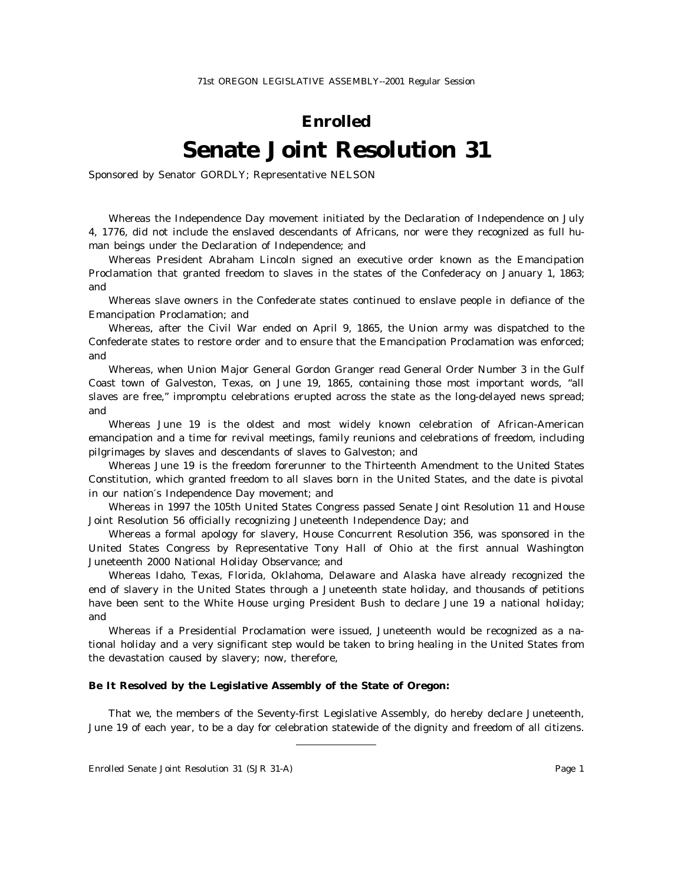71st OREGON LEGISLATIVE ASSEMBLY--2001 Regular Session

## Enrolled

# Senate Joint Resolution 31

Sponsored by Senator GORDLY; Representative NELSON

Whereas the Independence Day movement initiated by the Declaration of Independence on July 4, 1776, did not include the enslaved descendants of Africans, nor were they recognized as full human beings under the Declaration of Independence; and

Whereas President Abraham Lincoln signed an executive order known as the Emancipation Proclamation that granted freedom to slaves in the states of the Confederacy on January 1, 1863; and

Whereas slave owners in the Confederate states continued to enslave people in defiance of the Emancipation Proclamation; and

Whereas, after the Civil War ended on April 9, 1865, the Union army was dispatched to the Confederate states to restore order and to ensure that the Emancipation Proclamation was enforced; and

Whereas, when Union Major General Gordon Granger read General Order Number 3 in the Gulf Coast town of Galveston, Texas, on June 19, 1865, containing those most important words, "all slaves are free," impromptu celebrations erupted across the state as the long-delayed news spread; and

Whereas June 19 is the oldest and most widely known celebration of African-American emancipation and a time for revival meetings, family reunions and celebrations of freedom, including pilgrimages by slaves and descendants of slaves to Galveston; and

Whereas June 19 is the freedom forerunner to the Thirteenth Amendment to the United States Constitution, which granted freedom to all slaves born in the United States, and the date is pivotal in our nation's Independence Day movement; and

Whereas in 1997 the 105th United States Congress passed Senate Joint Resolution 11 and House Joint Resolution 56 officially recognizing Juneteenth Independence Day; and

Whereas a formal apology for slavery, House Concurrent Resolution 356, was sponsored in the United States Congress by Representative Tony Hall of Ohio at the first annual Washington Juneteenth 2000 National Holiday Observance; and

Whereas Idaho, Texas, Florida, Oklahoma, Delaware and Alaska have already recognized the end of slavery in the United States through a Juneteenth state holiday, and thousands of petitions have been sent to the White House urging President Bush to declare June 19 a national holiday; and

Whereas if a Presidential Proclamation were issued, Juneteenth would be recognized as a national holiday and a very significant step would be taken to bring healing in the United States from the devastation caused by slavery; now, therefore,

**Be It Resolved by the Legislative Assembly of the State of Oregon:**

That we, the members of the Seventy-first Legislative Assembly, do hereby declare Juneteenth, June 19 of each year, to be a day for celebration statewide of the dignity and freedom of all citizens.

---

Enrolled Senate Joint Resolution 31 (SJR 31-A)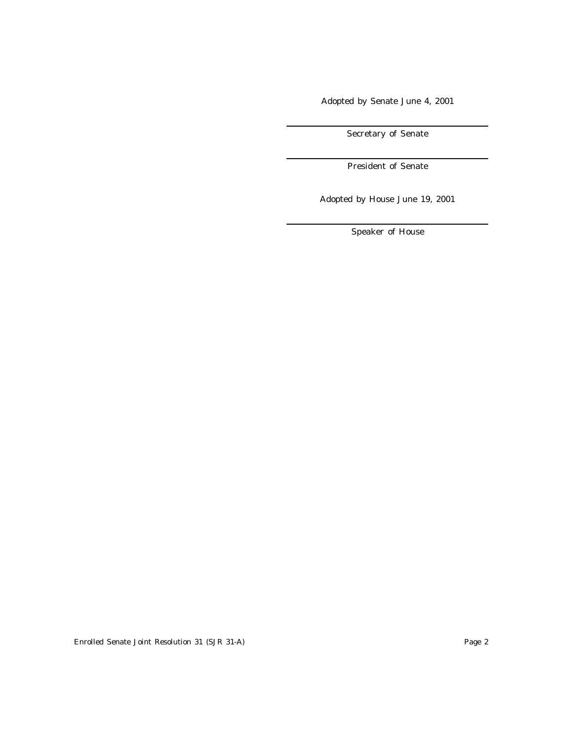Adopted by Senate June 4, 2001

_______________________________
Secretary of Senate

_______________________________
President of Senate

Adopted by House June 19, 2001

_______________________________
Speaker of House

Enrolled Senate Joint Resolution 31 (SJR 31-A)